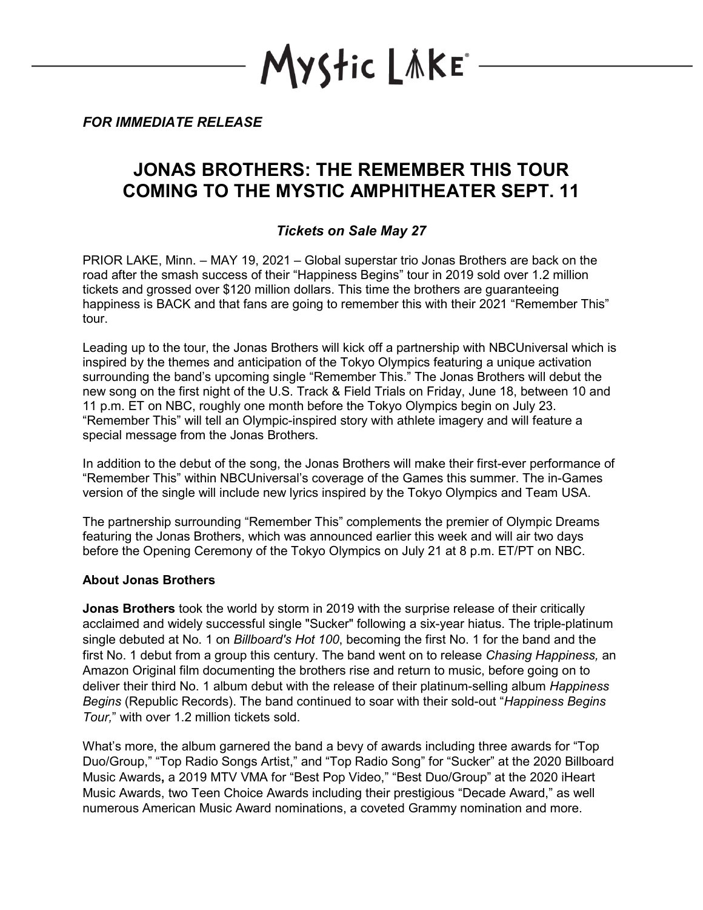Mystic Lake

*FOR IMMEDIATE RELEASE*

# JONAS BROTHERS: THE REMEMBER THIS TOUR COMING TO THE MYSTIC AMPHITHEATER SEPT. 11

### *Tickets on Sale May 27*

PRIOR LAKE, Minn. – MAY 19, 2021 – Global superstar trio Jonas Brothers are back on the road after the smash success of their "Happiness Begins" tour in 2019 sold over 1.2 million tickets and grossed over $120 million dollars. This time the brothers are guaranteeing happiness is BACK and that fans are going to remember this with their 2021 "Remember This" tour.

Leading up to the tour, the Jonas Brothers will kick off a partnership with NBCUniversal which is inspired by the themes and anticipation of the Tokyo Olympics featuring a unique activation surrounding the band's upcoming single "Remember This." The Jonas Brothers will debut the new song on the first night of the U.S. Track & Field Trials on Friday, June 18, between 10 and 11 p.m. ET on NBC, roughly one month before the Tokyo Olympics begin on July 23. "Remember This" will tell an Olympic-inspired story with athlete imagery and will feature a special message from the Jonas Brothers.

In addition to the debut of the song, the Jonas Brothers will make their first-ever performance of "Remember This" within NBCUniversal's coverage of the Games this summer. The in-Games version of the single will include new lyrics inspired by the Tokyo Olympics and Team USA.

The partnership surrounding "Remember This" complements the premier of Olympic Dreams featuring the Jonas Brothers, which was announced earlier this week and will air two days before the Opening Ceremony of the Tokyo Olympics on July 21 at 8 p.m. ET/PT on NBC.

**About Jonas Brothers**

**Jonas Brothers** took the world by storm in 2019 with the surprise release of their critically acclaimed and widely successful single "Sucker" following a six-year hiatus. The triple-platinum single debuted at No. 1 on *Billboard's Hot 100*, becoming the first No. 1 for the band and the first No. 1 debut from a group this century. The band went on to release *Chasing Happiness,* an Amazon Original film documenting the brothers rise and return to music, before going on to deliver their third No. 1 album debut with the release of their platinum-selling album *Happiness Begins* (Republic Records). The band continued to soar with their sold-out "*Happiness Begins Tour,*" with over 1.2 million tickets sold.

What's more, the album garnered the band a bevy of awards including three awards for "Top Duo/Group," "Top Radio Songs Artist," and "Top Radio Song" for "Sucker" at the 2020 Billboard Music Awards**,** a 2019 MTV VMA for "Best Pop Video," "Best Duo/Group" at the 2020 iHeart Music Awards, two Teen Choice Awards including their prestigious "Decade Award," as well numerous American Music Award nominations, a coveted Grammy nomination and more.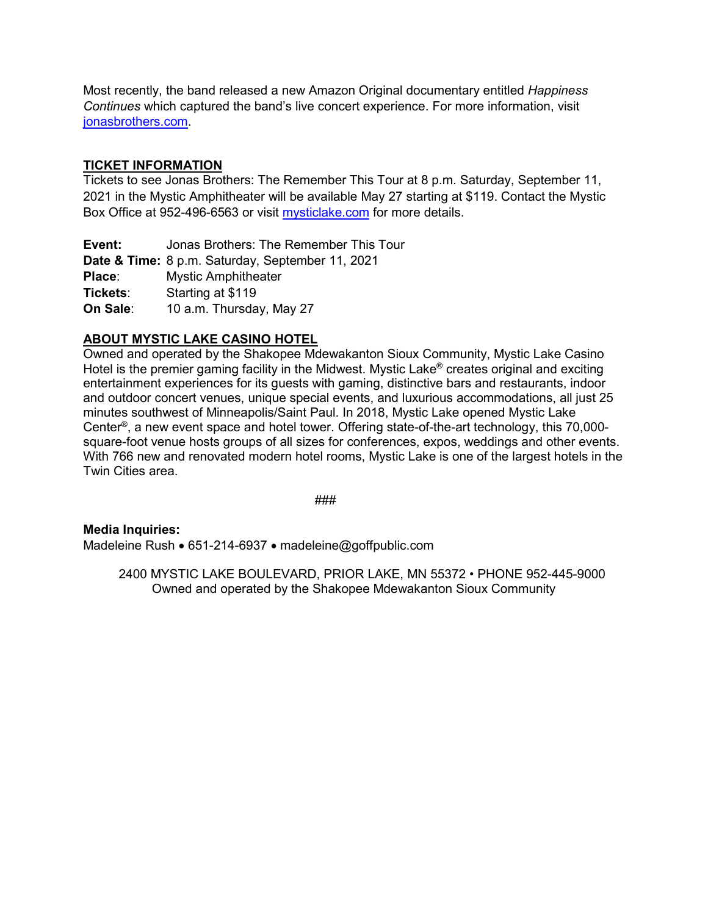Most recently, the band released a new Amazon Original documentary entitled *Happiness Continues* which captured the band's live concert experience. For more information, visit [jonasbrothers.com](http://jonasbrothers.com).

## TICKET INFORMATION

Tickets to see Jonas Brothers: The Remember This Tour at 8 p.m. Saturday, September 11, 2021 in the Mystic Amphitheater will be available May 27 starting at $119. Contact the Mystic Box Office at 952-496-6563 or visit [mysticlake.com](http://mysticlake.com) for more details.

**Event:** Jonas Brothers: The Remember This Tour
**Date & Time:** 8 p.m. Saturday, September 11, 2021
**Place**: Mystic Amphitheater
**Tickets**: Starting at $119
**On Sale**: 10 a.m. Thursday, May 27

## ABOUT MYSTIC LAKE CASINO HOTEL

Owned and operated by the Shakopee Mdewakanton Sioux Community, Mystic Lake Casino Hotel is the premier gaming facility in the Midwest. Mystic Lake® creates original and exciting entertainment experiences for its guests with gaming, distinctive bars and restaurants, indoor and outdoor concert venues, unique special events, and luxurious accommodations, all just 25 minutes southwest of Minneapolis/Saint Paul. In 2018, Mystic Lake opened Mystic Lake Center®, a new event space and hotel tower. Offering state-of-the-art technology, this 70,000-square-foot venue hosts groups of all sizes for conferences, expos, weddings and other events. With 766 new and renovated modern hotel rooms, Mystic Lake is one of the largest hotels in the Twin Cities area.

###

**Media Inquiries:**
Madeleine Rush • 651-214-6937 • madeleine@goffpublic.com

2400 MYSTIC LAKE BOULEVARD, PRIOR LAKE, MN 55372 • PHONE 952-445-9000
Owned and operated by the Shakopee Mdewakanton Sioux Community